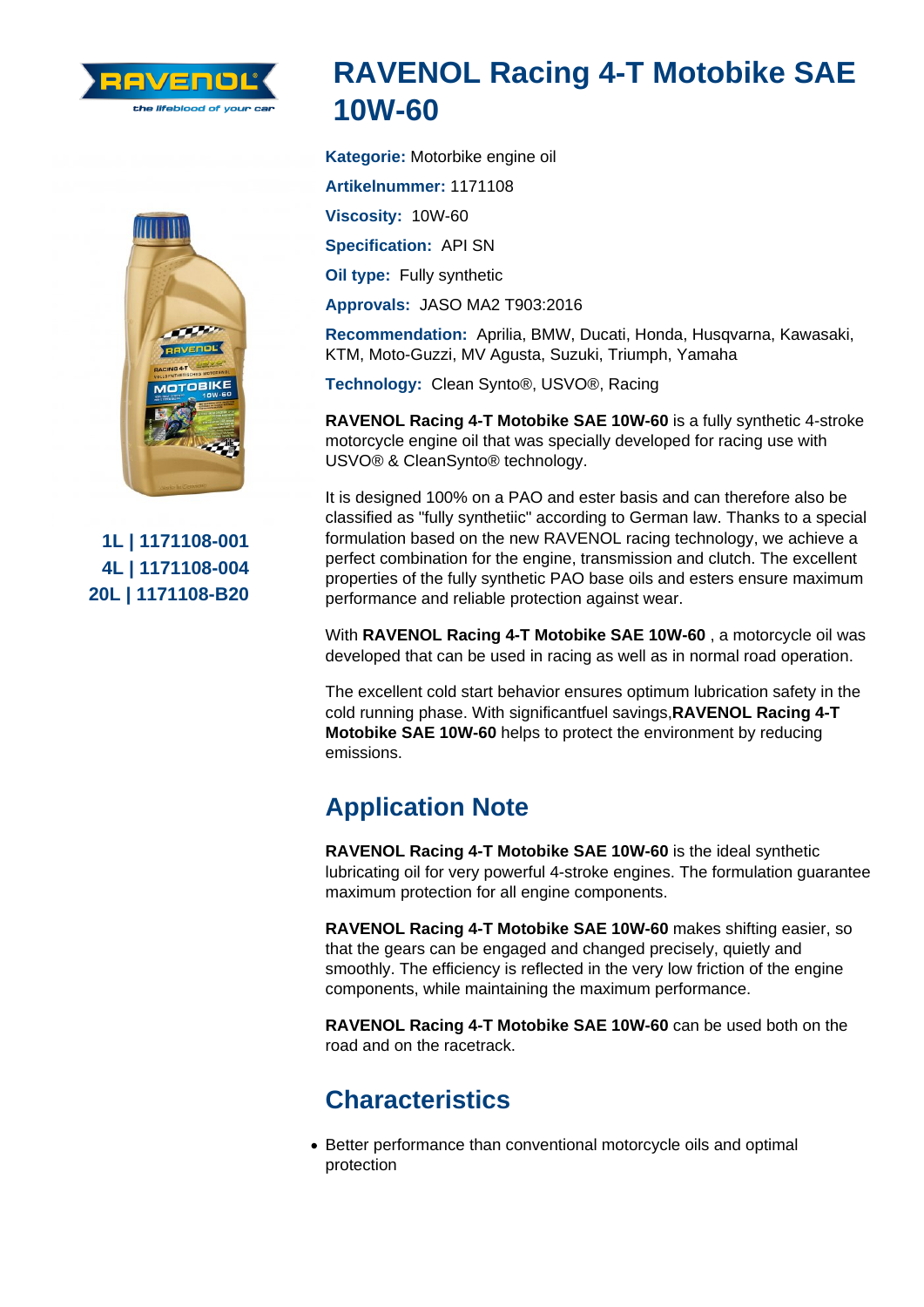# RAVENOL Racing 4-T Motobike SAE 10W-60

1L | 1171108-001
4L | 1171108-004
20L | 1171108-B20

**Kategorie:** Motorbike engine oil

**Artikelnummer:** 1171108

**Viscosity:** 10W-60

**Specification:** API SN

**Oil type:** Fully synthetic

**Approvals:** JASO MA2 T903:2016

**Recommendation:** Aprilia, BMW, Ducati, Honda, Husqvarna, Kawasaki, KTM, Moto-Guzzi, MV Agusta, Suzuki, Triumph, Yamaha

**Technology:** Clean Synto®, USVO®, Racing

**RAVENOL Racing 4-T Motobike SAE 10W-60** is a fully synthetic 4-stroke motorcycle engine oil that was specially developed for racing use with USVO® & CleanSynto® technology.

It is designed 100% on a PAO and ester basis and can therefore also be classified as "fully synthetic" according to German law. Thanks to a special formulation based on the new RAVENOL racing technology, we achieve a perfect combination for the engine, transmission and clutch. The excellent properties of the fully synthetic PAO base oils and esters ensure maximum performance and reliable protection against wear.

With **RAVENOL Racing 4-T Motobike SAE 10W-60** , a motorcycle oil was developed that can be used in racing as well as in normal road operation.

The excellent cold start behavior ensures optimum lubrication safety in the cold running phase. With significantfuel savings,**RAVENOL Racing 4-T Motobike SAE 10W-60** helps to protect the environment by reducing emissions.

## Application Note

**RAVENOL Racing 4-T Motobike SAE 10W-60** is the ideal synthetic lubricating oil for very powerful 4-stroke engines. The formulation guarantee maximum protection for all engine components.

**RAVENOL Racing 4-T Motobike SAE 10W-60** makes shifting easier, so that the gears can be engaged and changed precisely, quietly and smoothly. The efficiency is reflected in the very low friction of the engine components, while maintaining the maximum performance.

**RAVENOL Racing 4-T Motobike SAE 10W-60** can be used both on the road and on the racetrack.

## Characteristics

- Better performance than conventional motorcycle oils and optimal protection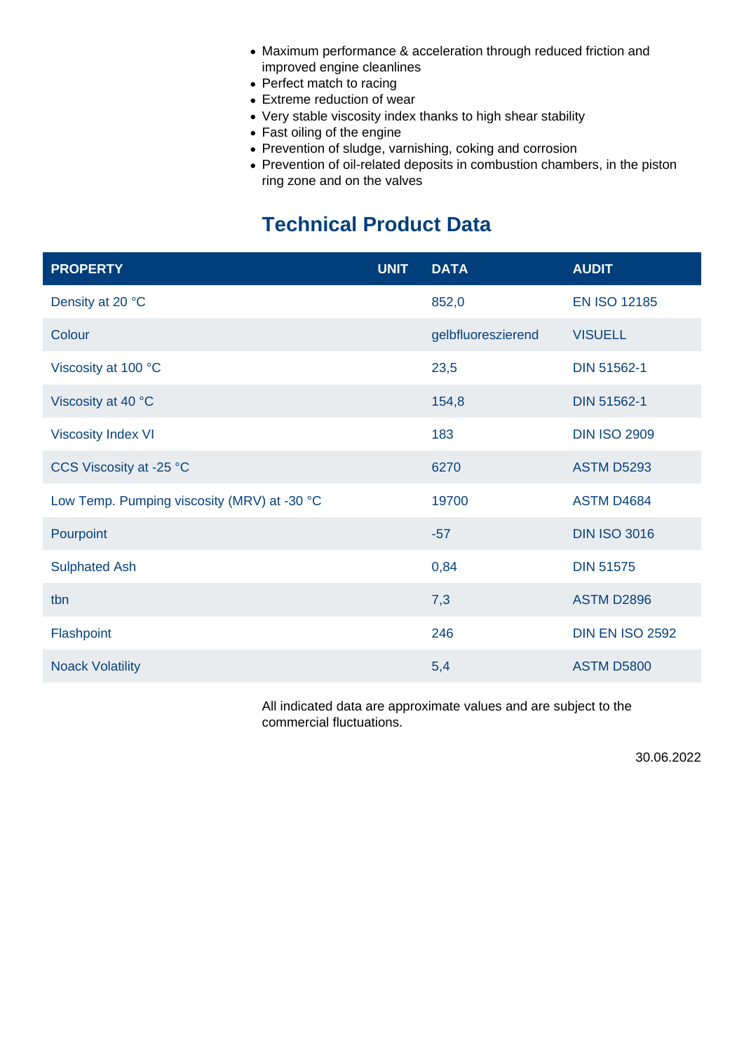- Maximum performance & acceleration through reduced friction and improved engine cleanlines
- Perfect match to racing
- Extreme reduction of wear
- Very stable viscosity index thanks to high shear stability
- Fast oiling of the engine
- Prevention of sludge, varnishing, coking and corrosion
- Prevention of oil-related deposits in combustion chambers, in the piston ring zone and on the valves

## Technical Product Data

| PROPERTY | UNIT | DATA | AUDIT |
|---|---|---|---|
| Density at 20 °C | | 852,0 | EN ISO 12185 |
| Colour | | gelbfluoreszierend | VISUELL |
| Viscosity at 100 °C | | 23,5 | DIN 51562-1 |
| Viscosity at 40 °C | | 154,8 | DIN 51562-1 |
| Viscosity Index VI | | 183 | DIN ISO 2909 |
| CCS Viscosity at -25 °C | | 6270 | ASTM D5293 |
| Low Temp. Pumping viscosity (MRV) at -30 °C | | 19700 | ASTM D4684 |
| Pourpoint | | -57 | DIN ISO 3016 |
| Sulphated Ash | | 0,84 | DIN 51575 |
| tbn | | 7,3 | ASTM D2896 |
| Flashpoint | | 246 | DIN EN ISO 2592 |
| Noack Volatility | | 5,4 | ASTM D5800 |

All indicated data are approximate values and are subject to the commercial fluctuations.

30.06.2022